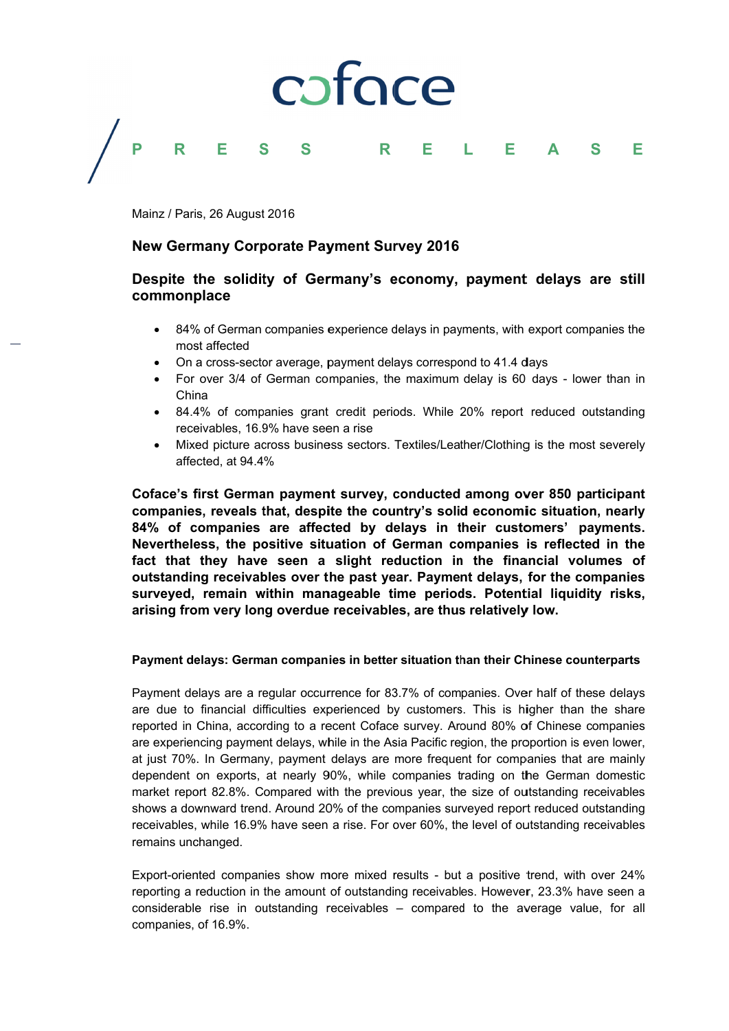coface

PRESS RELEASE

Mainz / Paris, 26 August 2016

## New Germany Corporate Payment Survey 2016

## Despite the solidity of Germany's economy, payment delays are still commonplace

- 84% of German companies experience delays in payments, with export companies the most affected
- On a cross-sector average, payment delays correspond to 41.4 days
- For over 3/4 of German companies, the maximum delay is 60 days - lower than in China
- 84.4% of companies grant credit periods. While 20% report reduced outstanding receivables, 16.9% have seen a rise
- Mixed picture across business sectors. Textiles/Leather/Clothing is the most severely affected, at 94.4%

**Coface's first German payment survey, conducted among over 850 participant companies, reveals that, despite the country's solid economic situation, nearly 84% of companies are affected by delays in their customers' payments. Nevertheless, the positive situation of German companies is reflected in the fact that they have seen a slight reduction in the financial volumes of outstanding receivables over the past year. Payment delays, for the companies surveyed, remain within manageable time periods. Potential liquidity risks, arising from very long overdue receivables, are thus relatively low.**

### Payment delays: German companies in better situation than their Chinese counterparts

Payment delays are a regular occurrence for 83.7% of companies. Over half of these delays are due to financial difficulties experienced by customers. This is higher than the share reported in China, according to a recent Coface survey. Around 80% of Chinese companies are experiencing payment delays, while in the Asia Pacific region, the proportion is even lower, at just 70%. In Germany, payment delays are more frequent for companies that are mainly dependent on exports, at nearly 90%, while companies trading on the German domestic market report 82.8%. Compared with the previous year, the size of outstanding receivables shows a downward trend. Around 20% of the companies surveyed report reduced outstanding receivables, while 16.9% have seen a rise. For over 60%, the level of outstanding receivables remains unchanged.

Export-oriented companies show more mixed results - but a positive trend, with over 24% reporting a reduction in the amount of outstanding receivables. However, 23.3% have seen a considerable rise in outstanding receivables – compared to the average value, for all companies, of 16.9%.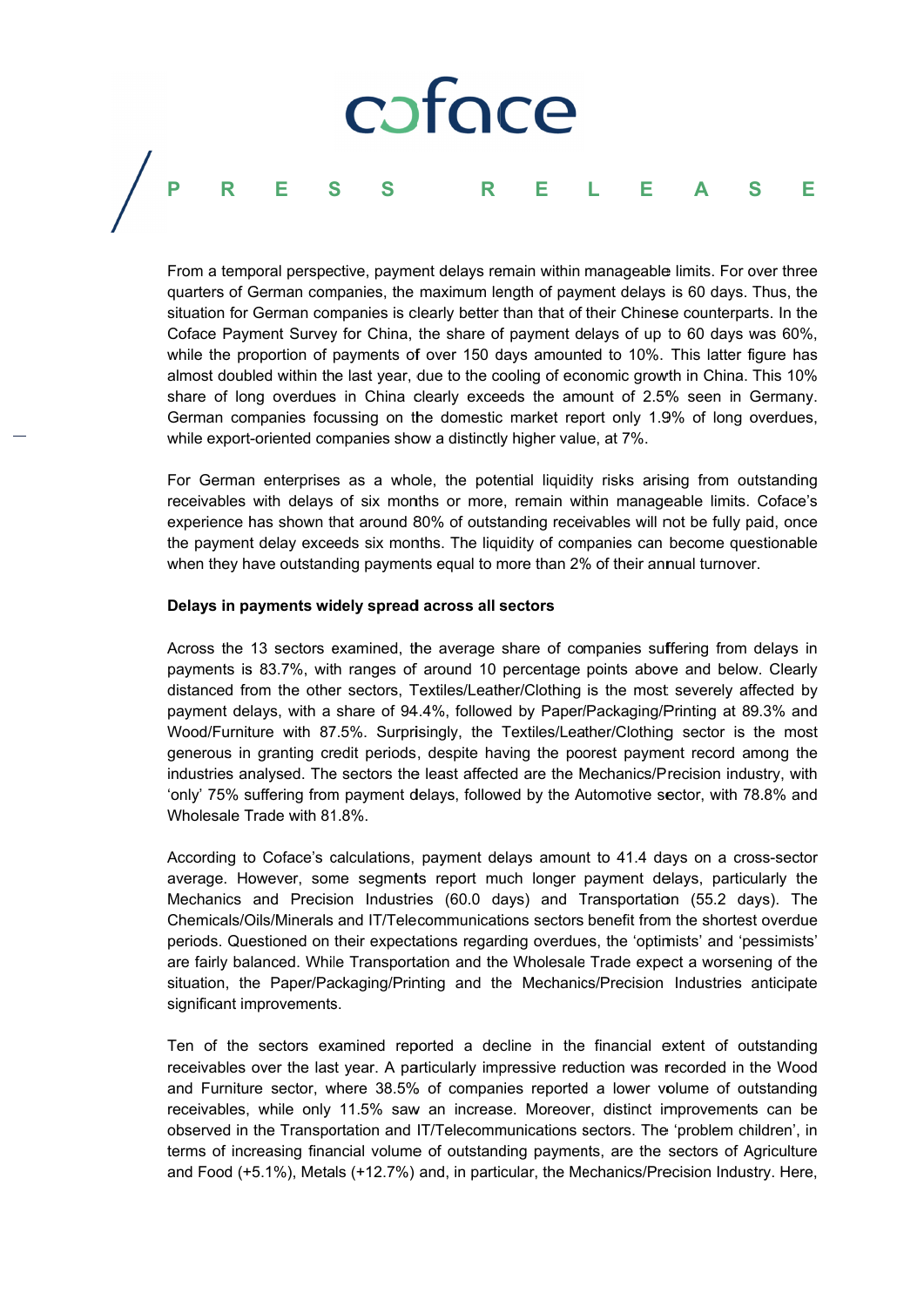From a temporal perspective, payment delays remain within manageable limits. For over three quarters of German companies, the maximum length of payment delays is 60 days. Thus, the situation for German companies is clearly better than that of their Chinese counterparts. In the Coface Payment Survey for China, the share of payment delays of up to 60 days was 60%, while the proportion of payments of over 150 days amounted to 10%. This latter figure has almost doubled within the last year, due to the cooling of economic growth in China. This 10% share of long overdues in China clearly exceeds the amount of 2.5% seen in Germany. German companies focussing on the domestic market report only 1.9% of long overdues, while export-oriented companies show a distinctly higher value, at 7%.

For German enterprises as a whole, the potential liquidity risks arising from outstanding receivables with delays of six months or more, remain within manageable limits. Coface's experience has shown that around 80% of outstanding receivables will not be fully paid, once the payment delay exceeds six months. The liquidity of companies can become questionable when they have outstanding payments equal to more than 2% of their annual turnover.

**Delays in payments widely spread across all sectors**

Across the 13 sectors examined, the average share of companies suffering from delays in payments is 83.7%, with ranges of around 10 percentage points above and below. Clearly distanced from the other sectors, Textiles/Leather/Clothing is the most severely affected by payment delays, with a share of 94.4%, followed by Paper/Packaging/Printing at 89.3% and Wood/Furniture with 87.5%. Surprisingly, the Textiles/Leather/Clothing sector is the most generous in granting credit periods, despite having the poorest payment record among the industries analysed. The sectors the least affected are the Mechanics/Precision industry, with 'only' 75% suffering from payment delays, followed by the Automotive sector, with 78.8% and Wholesale Trade with 81.8%.

According to Coface's calculations, payment delays amount to 41.4 days on a cross-sector average. However, some segments report much longer payment delays, particularly the Mechanics and Precision Industries (60.0 days) and Transportation (55.2 days). The Chemicals/Oils/Minerals and IT/Telecommunications sectors benefit from the shortest overdue periods. Questioned on their expectations regarding overdues, the 'optimists' and 'pessimists' are fairly balanced. While Transportation and the Wholesale Trade expect a worsening of the situation, the Paper/Packaging/Printing and the Mechanics/Precision Industries anticipate significant improvements.

Ten of the sectors examined reported a decline in the financial extent of outstanding receivables over the last year. A particularly impressive reduction was recorded in the Wood and Furniture sector, where 38.5% of companies reported a lower volume of outstanding receivables, while only 11.5% saw an increase. Moreover, distinct improvements can be observed in the Transportation and IT/Telecommunications sectors. The 'problem children', in terms of increasing financial volume of outstanding payments, are the sectors of Agriculture and Food (+5.1%), Metals (+12.7%) and, in particular, the Mechanics/Precision Industry. Here,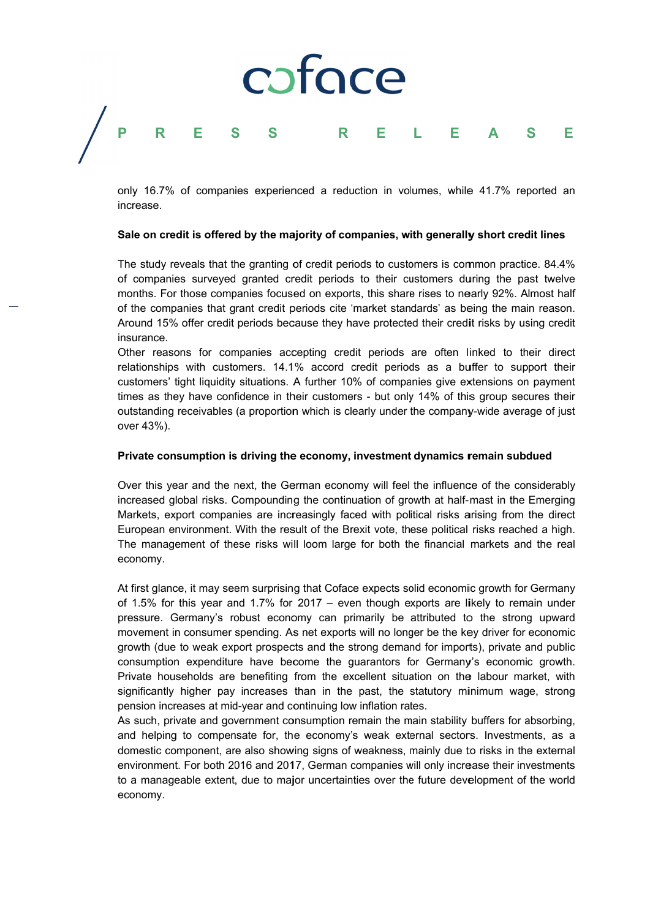only 16.7% of companies experienced a reduction in volumes, while 41.7% reported an increase.

**Sale on credit is offered by the majority of companies, with generally short credit lines**

The study reveals that the granting of credit periods to customers is common practice. 84.4% of companies surveyed granted credit periods to their customers during the past twelve months. For those companies focused on exports, this share rises to nearly 92%. Almost half of the companies that grant credit periods cite 'market standards' as being the main reason. Around 15% offer credit periods because they have protected their credit risks by using credit insurance.

Other reasons for companies accepting credit periods are often linked to their direct relationships with customers. 14.1% accord credit periods as a buffer to support their customers' tight liquidity situations. A further 10% of companies give extensions on payment times as they have confidence in their customers - but only 14% of this group secures their outstanding receivables (a proportion which is clearly under the company-wide average of just over 43%).

**Private consumption is driving the economy, investment dynamics remain subdued**

Over this year and the next, the German economy will feel the influence of the considerably increased global risks. Compounding the continuation of growth at half-mast in the Emerging Markets, export companies are increasingly faced with political risks arising from the direct European environment. With the result of the Brexit vote, these political risks reached a high. The management of these risks will loom large for both the financial markets and the real economy.

At first glance, it may seem surprising that Coface expects solid economic growth for Germany of 1.5% for this year and 1.7% for 2017 – even though exports are likely to remain under pressure. Germany's robust economy can primarily be attributed to the strong upward movement in consumer spending. As net exports will no longer be the key driver for economic growth (due to weak export prospects and the strong demand for imports), private and public consumption expenditure have become the guarantors for Germany's economic growth. Private households are benefiting from the excellent situation on the labour market, with significantly higher pay increases than in the past, the statutory minimum wage, strong pension increases at mid-year and continuing low inflation rates.

As such, private and government consumption remain the main stability buffers for absorbing, and helping to compensate for, the economy's weak external sectors. Investments, as a domestic component, are also showing signs of weakness, mainly due to risks in the external environment. For both 2016 and 2017, German companies will only increase their investments to a manageable extent, due to major uncertainties over the future development of the world economy.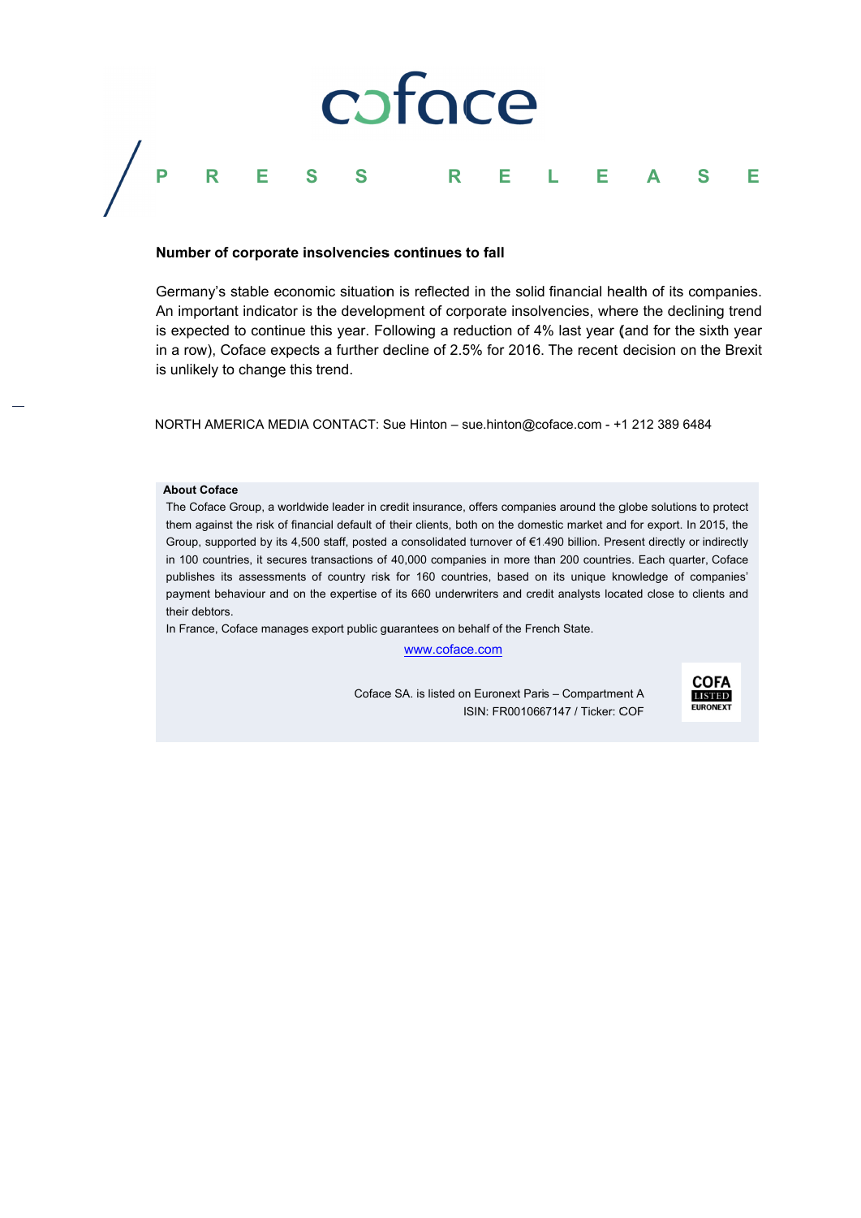**PRESS RELEASE**

**Number of corporate insolvencies continues to fall**

Germany's stable economic situation is reflected in the solid financial health of its companies. An important indicator is the development of corporate insolvencies, where the declining trend is expected to continue this year. Following a reduction of 4% last year (and for the sixth year in a row), Coface expects a further decline of 2.5% for 2016. The recent decision on the Brexit is unlikely to change this trend.

NORTH AMERICA MEDIA CONTACT: Sue Hinton – sue.hinton@coface.com - +1 212 389 6484

**About Coface**

The Coface Group, a worldwide leader in credit insurance, offers companies around the globe solutions to protect them against the risk of financial default of their clients, both on the domestic market and for export. In 2015, the Group, supported by its 4,500 staff, posted a consolidated turnover of €1.490 billion. Present directly or indirectly in 100 countries, it secures transactions of 40,000 companies in more than 200 countries. Each quarter, Coface publishes its assessments of country risk for 160 countries, based on its unique knowledge of companies' payment behaviour and on the expertise of its 660 underwriters and credit analysts located close to clients and their debtors.

In France, Coface manages export public guarantees on behalf of the French State.

www.coface.com

Coface SA. is listed on Euronext Paris – Compartment A
ISIN: FR0010667147 / Ticker: COF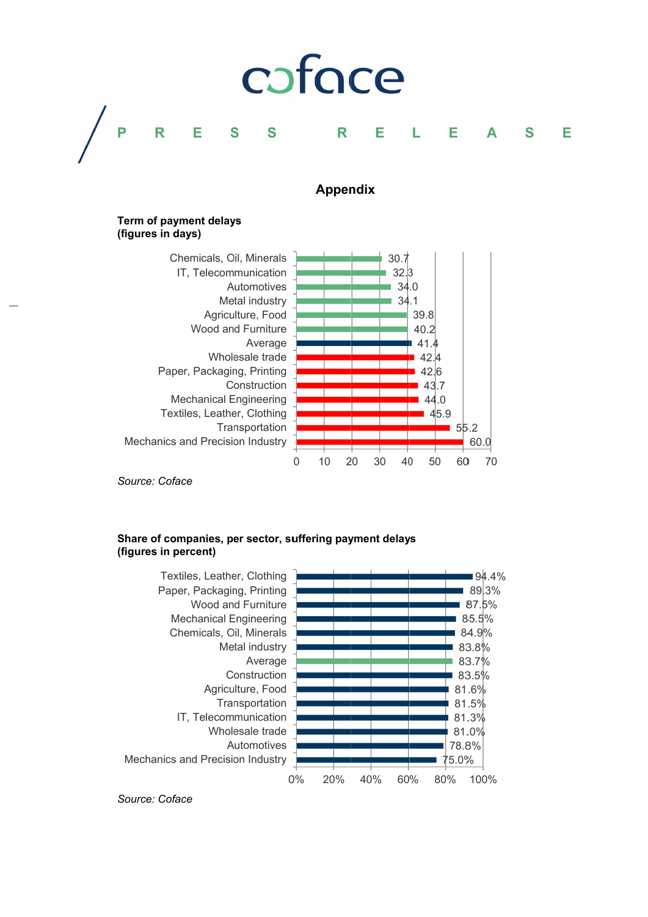# Appendix

**Term of payment delays**
**(figures in days)**

Chemicals, Oil, Minerals 30.7
IT, Telecommunication 32.3
Automotives 34.0
Metal industry 34.1
Agriculture, Food 39.8
Wood and Furniture 40.2
Average 41.4
Wholesale trade 42.4
Paper, Packaging, Printing 42.6
Construction 43.7
Mechanical Engineering 44.0
Textiles, Leather, Clothing 45.9
Transportation 55.2
Mechanics and Precision Industry 60.0

0 10 20 30 40 50 60 70

*Source: Coface*

**Share of companies, per sector, suffering payment delays**
**(figures in percent)**

Textiles, Leather, Clothing 94.4%
Paper, Packaging, Printing 89.3%
Wood and Furniture 87.5%
Mechanical Engineering 85.5%
Chemicals, Oil, Minerals 84.9%
Metal industry 83.8%
Average 83.7%
Construction 83.5%
Agriculture, Food 81.6%
Transportation 81.5%
IT, Telecommunication 81.3%
Wholesale trade 81.0%
Automotives 78.8%
Mechanics and Precision Industry 75.0%

0% 20% 40% 60% 80% 100%

*Source: Coface*